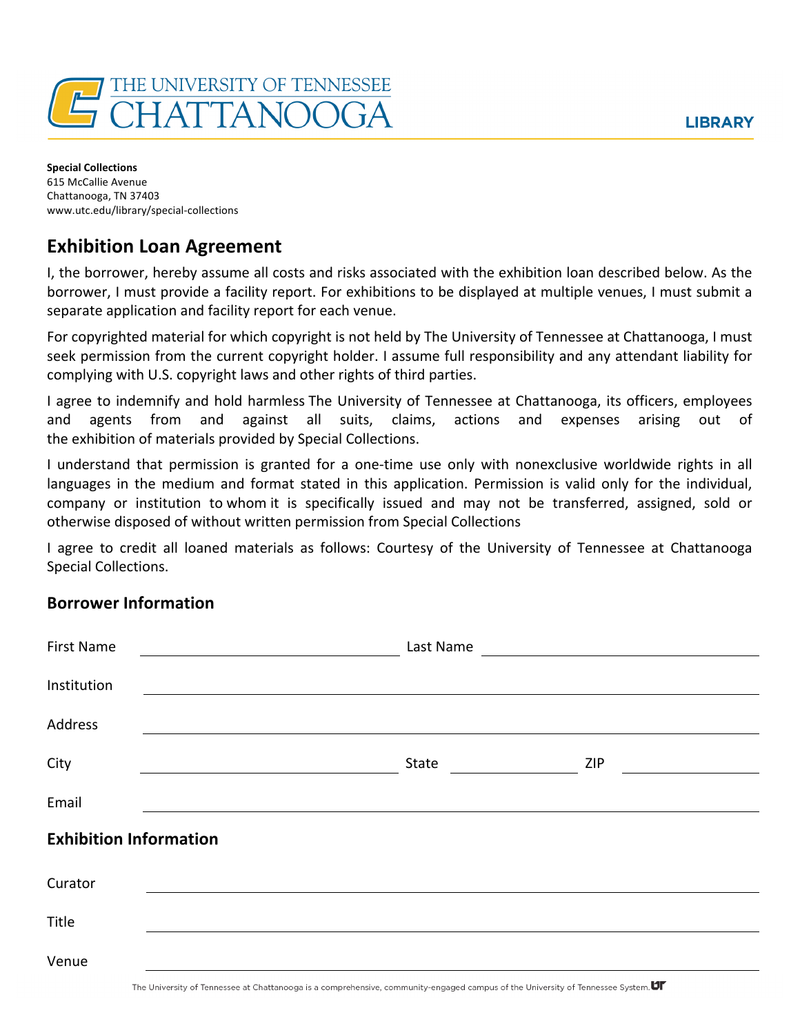THE UNIVERSITY OF TENNESSEE CHATTANOOGA

LIBRARY

**Special Collections**
615 McCallie Avenue
Chattanooga, TN 37403
www.utc.edu/library/special-collections

## Exhibition Loan Agreement

I, the borrower, hereby assume all costs and risks associated with the exhibition loan described below. As the borrower, I must provide a facility report. For exhibitions to be displayed at multiple venues, I must submit a separate application and facility report for each venue.

For copyrighted material for which copyright is not held by The University of Tennessee at Chattanooga, I must seek permission from the current copyright holder. I assume full responsibility and any attendant liability for complying with U.S. copyright laws and other rights of third parties.

I agree to indemnify and hold harmless The University of Tennessee at Chattanooga, its officers, employees and agents from and against all suits, claims, actions and expenses arising out of the exhibition of materials provided by Special Collections.

I understand that permission is granted for a one-time use only with nonexclusive worldwide rights in all languages in the medium and format stated in this application. Permission is valid only for the individual, company or institution to whom it is specifically issued and may not be transferred, assigned, sold or otherwise disposed of without written permission from Special Collections

I agree to credit all loaned materials as follows: Courtesy of the University of Tennessee at Chattanooga Special Collections.

### Borrower Information

First Name ______________________ Last Name ______________________

Institution ______________________________________________

Address ______________________________________________

City ______________________ State ____________ ZIP ____________

Email ______________________________________________

### Exhibition Information

Curator ______________________________________________

Title ______________________________________________

Venue ______________________________________________

The University of Tennessee at Chattanooga is a comprehensive, community-engaged campus of the University of Tennessee System.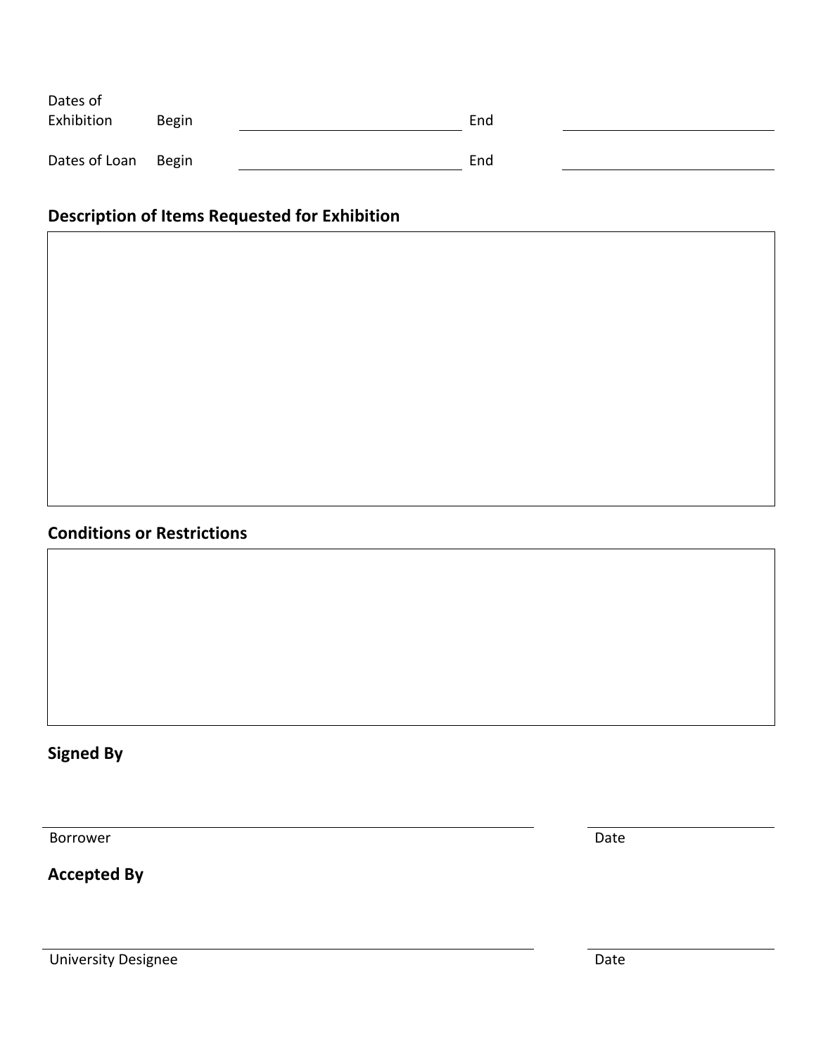| | | | | |
|---|---|---|---|---|
| Dates of Exhibition | Begin | | End | |
| Dates of Loan | Begin | | End | |

**Description of Items Requested for Exhibition**

**Conditions or Restrictions**

**Signed By**

Borrower　　　　　　　　　　　　　　　　　　　　　　　　Date

**Accepted By**

University Designee　　　　　　　　　　　　　　　　　　　Date